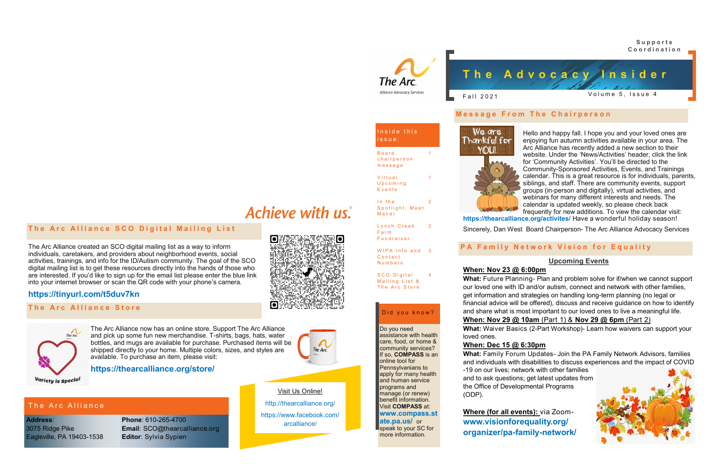# The Advocacy Insider

Supports Coordination

Fall 2021 — Volume 5, Issue 4

The Arc. Alliance Advocacy Services

## Message From The Chairperson

We are Thankful for YOU!

Hello and happy fall. I hope you and your loved ones are enjoying fun autumn activities available in your area. The Arc Alliance has recently added a new section to their website. Under the 'News/Activities' header, click the link for 'Community Activities'. You'll be directed to the Community-Sponsored Activities, Events, and Trainings calendar. This is a great resource is for individuals, parents, siblings, and staff. There are community events, support groups (in-person and digitally), virtual activities, and webinars for many different interests and needs. The calendar is updated weekly, so please check back frequently for new additions. To view the calendar visit: **https://thearcalliance.org/activites/** Have a wonderful holiday season!

Sincerely, Dan West Board Chairperson- The Arc Alliance Advocacy Services

## PA Family Network Vision for Equality

**Upcoming Events**

**When: Nov 23 @ 6:00pm**

**What:** Future Planning- Plan and problem solve for if/when we cannot support our loved one with ID and/or autism, connect and network with other families, get information and strategies on handling long-term planning (no legal or financial advice will be offered), discuss and receive guidance on how to identify and share what is most important to our loved ones to live a meaningful life.

**When: Nov 29 @ 10am** (Part 1) & **Nov 29 @ 6pm** (Part 2)

**What:** Waiver Basics (2-Part Workshop)- Learn how waivers can support your loved ones.

**When: Dec 15 @ 6:30pm**

**What:** Family Forum Updates- Join the PA Family Network Advisors, families and individuals with disabilities to discuss experiences and the impact of COVID-19 on our lives; network with other families and to ask questions; get latest updates from the Office of Developmental Programs (ODP).

**Where (for all events):** via Zoom- **www.visionforequality.org/organizer/pa-family-network/**

## Inside this issue:

| | |
|---|---|
| Board chairperson message | 1 |
| Virtual Upcoming Events | 1 |
| In the Spotlight: Meet Mandi | 2 |
| Lynch Creek Farm Fundraiser | 2 |
| WIPA Info and Contact Numbers | 3 |
| SCO Digital Mailing List & The Arc Store | 4 |

## Did you know?

Do you need assistance with health care, food, or home & community services? If so, **COMPASS** is an online tool for Pennsylvanians to apply for many health and human service programs and manage (or renew) benefit information. Visit **COMPASS** at: **www.compass.state.pa.us/** or speak to your SC for more information.

*Achieve with us.®*

## The Arc Alliance SCO Digital Mailing List

The Arc Alliance created an SCO digital mailing list as a way to inform individuals, caretakers, and providers about neighborhood events, social activities, trainings, and info for the ID/Autism community. The goal of the SCO digital mailing list is to get these resources directly into the hands of those who are interested. If you'd like to sign up for the email list please enter the blue link into your internet browser or scan the QR code with your phone's camera.

**https://tinyurl.com/t5duv7kn**

## The Arc Alliance Store

Variety is Special

The Arc Alliance now has an online store. Support The Arc Alliance and pick up some fun new merchandise. T-shirts, bags, hats, water bottles, and mugs are available for purchase. Purchased items will be shipped directly to your home. Multiple colors, sizes, and styles are available. To purchase an item, please visit:

**https://thearcalliance.org/store/**

Visit Us Online!

http://thearcalliance.org/

https://www.facebook.com/arcalliance/

## The Arc Alliance

**Address**:
3075 Ridge Pike
Eagleville, PA 19403-1538

**Phone**: 610-265-4700
**Email**: SCO@thearcalliance.org
**Editor**: Sylvia Sypien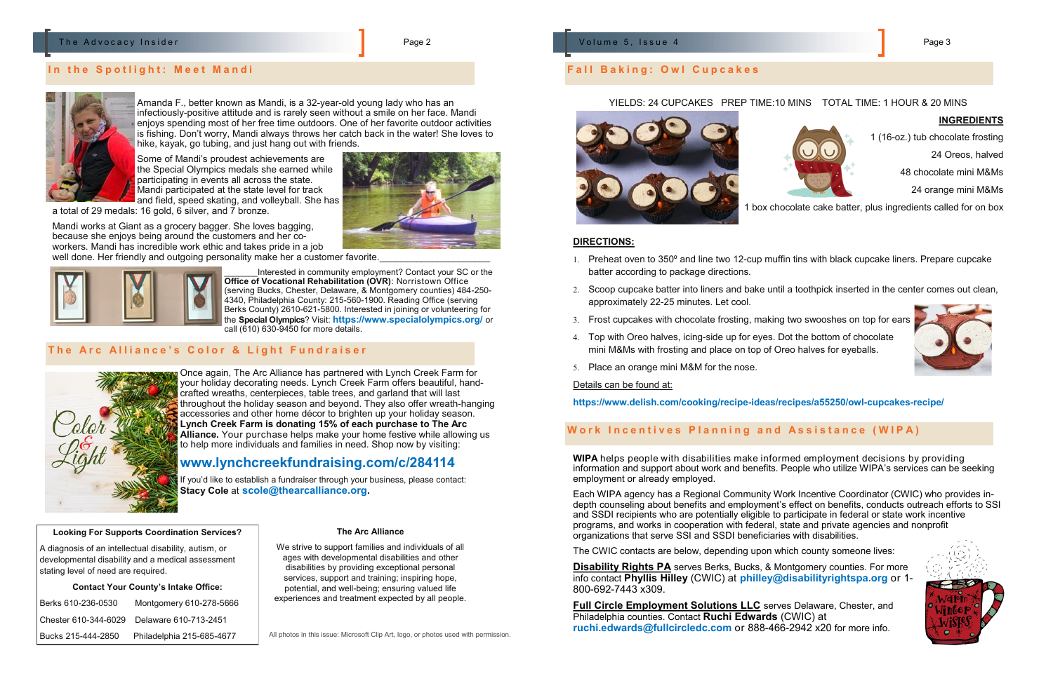## In the Spotlight: Meet Mandi

Amanda F., better known as Mandi, is a 32-year-old young lady who has an infectiously-positive attitude and is rarely seen without a smile on her face. Mandi enjoys spending most of her free time outdoors. One of her favorite outdoor activities is fishing. Don't worry, Mandi always throws her catch back in the water! She loves to hike, kayak, go tubing, and just hang out with friends.

Some of Mandi's proudest achievements are the Special Olympics medals she earned while participating in events all across the state. Mandi participated at the state level for track and field, speed skating, and volleyball. She has a total of 29 medals: 16 gold, 6 silver, and 7 bronze.

Mandi works at Giant as a grocery bagger. She loves bagging, because she enjoys being around the customers and her co-workers. Mandi has incredible work ethic and takes pride in a job well done. Her friendly and outgoing personality make her a customer favorite.

Interested in community employment? Contact your SC or the **Office of Vocational Rehabilitation (OVR)**: Norristown Office (serving Bucks, Chester, Delaware, & Montgomery counties) 484-250-4340, Philadelphia County: 215-560-1900. Reading Office (serving Berks County) 2610-621-5800. Interested in joining or volunteering for the **Special Olympics**? Visit: **https://www.specialolympics.org/** or call (610) 630-9450 for more details.

## The Arc Alliance's Color & Light Fundraiser

Once again, The Arc Alliance has partnered with Lynch Creek Farm for your holiday decorating needs. Lynch Creek Farm offers beautiful, hand-crafted wreaths, centerpieces, table trees, and garland that will last throughout the holiday season and beyond. They also offer wreath-hanging accessories and other home décor to brighten up your holiday season. **Lynch Creek Farm is donating 15% of each purchase to The Arc Alliance.** Your purchase helps make your home festive while allowing us to help more individuals and families in need. Shop now by visiting:

### www.lynchcreekfundraising.com/c/284114

If you'd like to establish a fundraiser through your business, please contact: **Stacy Cole** at **scole@thearcalliance.org**.

**Looking For Supports Coordination Services?**

A diagnosis of an intellectual disability, autism, or developmental disability and a medical assessment stating level of need are required.

**Contact Your County's Intake Office:**

| | |
|---|---|
| Berks 610-236-0530 | Montgomery 610-278-5666 |
| Chester 610-344-6029 | Delaware 610-713-2451 |
| Bucks 215-444-2850 | Philadelphia 215-685-4677 |

**The Arc Alliance**

We strive to support families and individuals of all ages with developmental disabilities and other disabilities by providing exceptional personal services, support and training; inspiring hope, potential, and well-being; ensuring valued life experiences and treatment expected by all people.

All photos in this issue: Microsoft Clip Art, logo, or photos used with permission.

## Fall Baking: Owl Cupcakes

YIELDS: 24 CUPCAKES PREP TIME:10 MINS TOTAL TIME: 1 HOUR & 20 MINS

**INGREDIENTS**

1 (16-oz.) tub chocolate frosting
24 Oreos, halved
48 chocolate mini M&Ms
24 orange mini M&Ms
1 box chocolate cake batter, plus ingredients called for on box

**DIRECTIONS:**

1. Preheat oven to 350º and line two 12-cup muffin tins with black cupcake liners. Prepare cupcake batter according to package directions.
2. Scoop cupcake batter into liners and bake until a toothpick inserted in the center comes out clean, approximately 22-25 minutes. Let cool.
3. Frost cupcakes with chocolate frosting, making two swooshes on top for ears
4. Top with Oreo halves, icing-side up for eyes. Dot the bottom of chocolate mini M&Ms with frosting and place on top of Oreo halves for eyeballs.
5. Place an orange mini M&M for the nose.

Details can be found at:

**https://www.delish.com/cooking/recipe-ideas/recipes/a55250/owl-cupcakes-recipe/**

## Work Incentives Planning and Assistance (WIPA)

**WIPA** helps people with disabilities make informed employment decisions by providing information and support about work and benefits. People who utilize WIPA's services can be seeking employment or already employed.

Each WIPA agency has a Regional Community Work Incentive Coordinator (CWIC) who provides in-depth counseling about benefits and employment's effect on benefits, conducts outreach efforts to SSI and SSDI recipients who are potentially eligible to participate in federal or state work incentive programs, and works in cooperation with federal, state and private agencies and nonprofit organizations that serve SSI and SSDI beneficiaries with disabilities.

The CWIC contacts are below, depending upon which county someone lives:

**Disability Rights PA** serves Berks, Bucks, & Montgomery counties. For more info contact **Phyllis Hilley** (CWIC) at **philley@disabilityrightspa.org** or 1-800-692-7443 x309.

**Full Circle Employment Solutions LLC** serves Delaware, Chester, and Philadelphia counties. Contact **Ruchi Edwards** (CWIC) at **ruchi.edwards@fullcircledc.com** or 888-466-2942 x20 for more info.